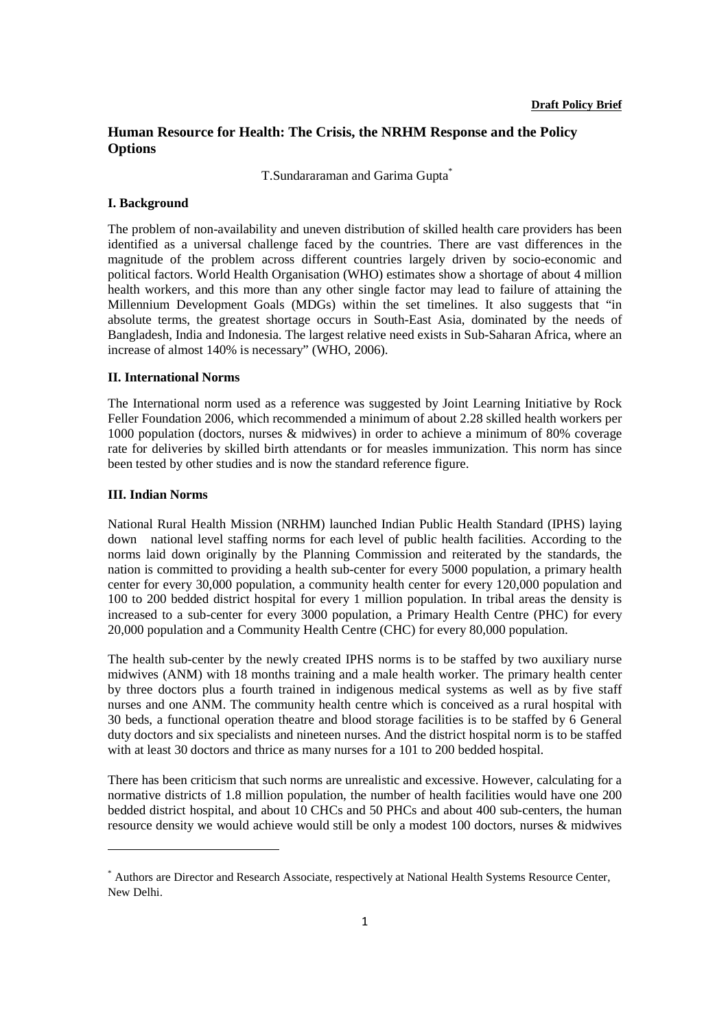**Draft Policy Brief**

# Human Resource for Health: The Crisis, the NRHM Response and the Policy Options

T.Sundararaman and Garima Gupta[*]

## I. Background

The problem of non-availability and uneven distribution of skilled health care providers has been identified as a universal challenge faced by the countries. There are vast differences in the magnitude of the problem across different countries largely driven by socio-economic and political factors. World Health Organisation (WHO) estimates show a shortage of about 4 million health workers, and this more than any other single factor may lead to failure of attaining the Millennium Development Goals (MDGs) within the set timelines. It also suggests that "in absolute terms, the greatest shortage occurs in South-East Asia, dominated by the needs of Bangladesh, India and Indonesia. The largest relative need exists in Sub-Saharan Africa, where an increase of almost 140% is necessary" (WHO, 2006).

## II. International Norms

The International norm used as a reference was suggested by Joint Learning Initiative by Rock Feller Foundation 2006, which recommended a minimum of about 2.28 skilled health workers per 1000 population (doctors, nurses & midwives) in order to achieve a minimum of 80% coverage rate for deliveries by skilled birth attendants or for measles immunization. This norm has since been tested by other studies and is now the standard reference figure.

## III. Indian Norms

National Rural Health Mission (NRHM) launched Indian Public Health Standard (IPHS) laying down national level staffing norms for each level of public health facilities. According to the norms laid down originally by the Planning Commission and reiterated by the standards, the nation is committed to providing a health sub-center for every 5000 population, a primary health center for every 30,000 population, a community health center for every 120,000 population and 100 to 200 bedded district hospital for every 1 million population. In tribal areas the density is increased to a sub-center for every 3000 population, a Primary Health Centre (PHC) for every 20,000 population and a Community Health Centre (CHC) for every 80,000 population.

The health sub-center by the newly created IPHS norms is to be staffed by two auxiliary nurse midwives (ANM) with 18 months training and a male health worker. The primary health center by three doctors plus a fourth trained in indigenous medical systems as well as by five staff nurses and one ANM. The community health centre which is conceived as a rural hospital with 30 beds, a functional operation theatre and blood storage facilities is to be staffed by 6 General duty doctors and six specialists and nineteen nurses. And the district hospital norm is to be staffed with at least 30 doctors and thrice as many nurses for a 101 to 200 bedded hospital.

There has been criticism that such norms are unrealistic and excessive. However, calculating for a normative districts of 1.8 million population, the number of health facilities would have one 200 bedded district hospital, and about 10 CHCs and 50 PHCs and about 400 sub-centers, the human resource density we would achieve would still be only a modest 100 doctors, nurses & midwives

---

[*] Authors are Director and Research Associate, respectively at National Health Systems Resource Center, New Delhi.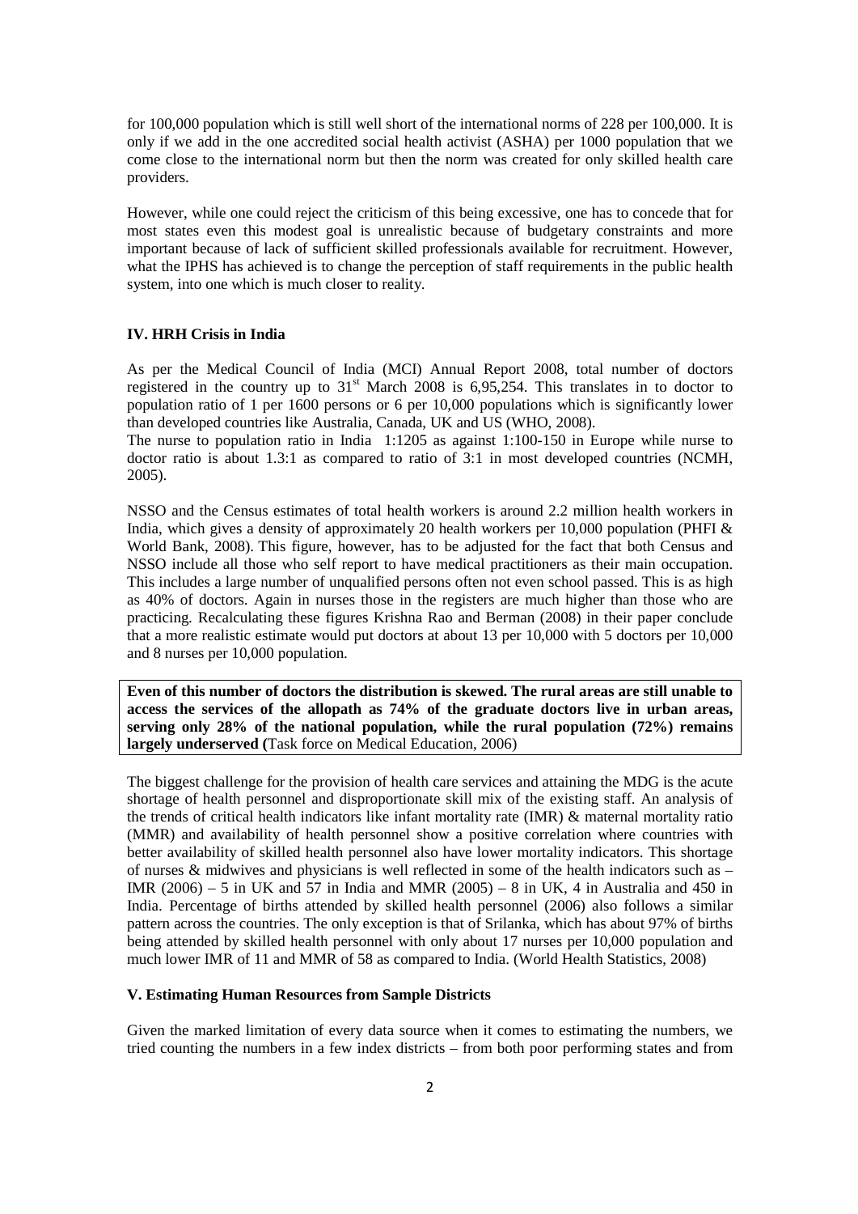for 100,000 population which is still well short of the international norms of 228 per 100,000. It is only if we add in the one accredited social health activist (ASHA) per 1000 population that we come close to the international norm but then the norm was created for only skilled health care providers.

However, while one could reject the criticism of this being excessive, one has to concede that for most states even this modest goal is unrealistic because of budgetary constraints and more important because of lack of sufficient skilled professionals available for recruitment. However, what the IPHS has achieved is to change the perception of staff requirements in the public health system, into one which is much closer to reality.

## IV. HRH Crisis in India

As per the Medical Council of India (MCI) Annual Report 2008, total number of doctors registered in the country up to 31st March 2008 is 6,95,254. This translates in to doctor to population ratio of 1 per 1600 persons or 6 per 10,000 populations which is significantly lower than developed countries like Australia, Canada, UK and US (WHO, 2008).
The nurse to population ratio in India 1:1205 as against 1:100-150 in Europe while nurse to doctor ratio is about 1.3:1 as compared to ratio of 3:1 in most developed countries (NCMH, 2005).

NSSO and the Census estimates of total health workers is around 2.2 million health workers in India, which gives a density of approximately 20 health workers per 10,000 population (PHFI & World Bank, 2008). This figure, however, has to be adjusted for the fact that both Census and NSSO include all those who self report to have medical practitioners as their main occupation. This includes a large number of unqualified persons often not even school passed. This is as high as 40% of doctors. Again in nurses those in the registers are much higher than those who are practicing. Recalculating these figures Krishna Rao and Berman (2008) in their paper conclude that a more realistic estimate would put doctors at about 13 per 10,000 with 5 doctors per 10,000 and 8 nurses per 10,000 population.

**Even of this number of doctors the distribution is skewed. The rural areas are still unable to access the services of the allopath as 74% of the graduate doctors live in urban areas, serving only 28% of the national population, while the rural population (72%) remains largely underserved (**Task force on Medical Education, 2006)

The biggest challenge for the provision of health care services and attaining the MDG is the acute shortage of health personnel and disproportionate skill mix of the existing staff. An analysis of the trends of critical health indicators like infant mortality rate (IMR) & maternal mortality ratio (MMR) and availability of health personnel show a positive correlation where countries with better availability of skilled health personnel also have lower mortality indicators. This shortage of nurses & midwives and physicians is well reflected in some of the health indicators such as – IMR (2006) – 5 in UK and 57 in India and MMR (2005) – 8 in UK, 4 in Australia and 450 in India. Percentage of births attended by skilled health personnel (2006) also follows a similar pattern across the countries. The only exception is that of Srilanka, which has about 97% of births being attended by skilled health personnel with only about 17 nurses per 10,000 population and much lower IMR of 11 and MMR of 58 as compared to India. (World Health Statistics, 2008)

## V. Estimating Human Resources from Sample Districts

Given the marked limitation of every data source when it comes to estimating the numbers, we tried counting the numbers in a few index districts – from both poor performing states and from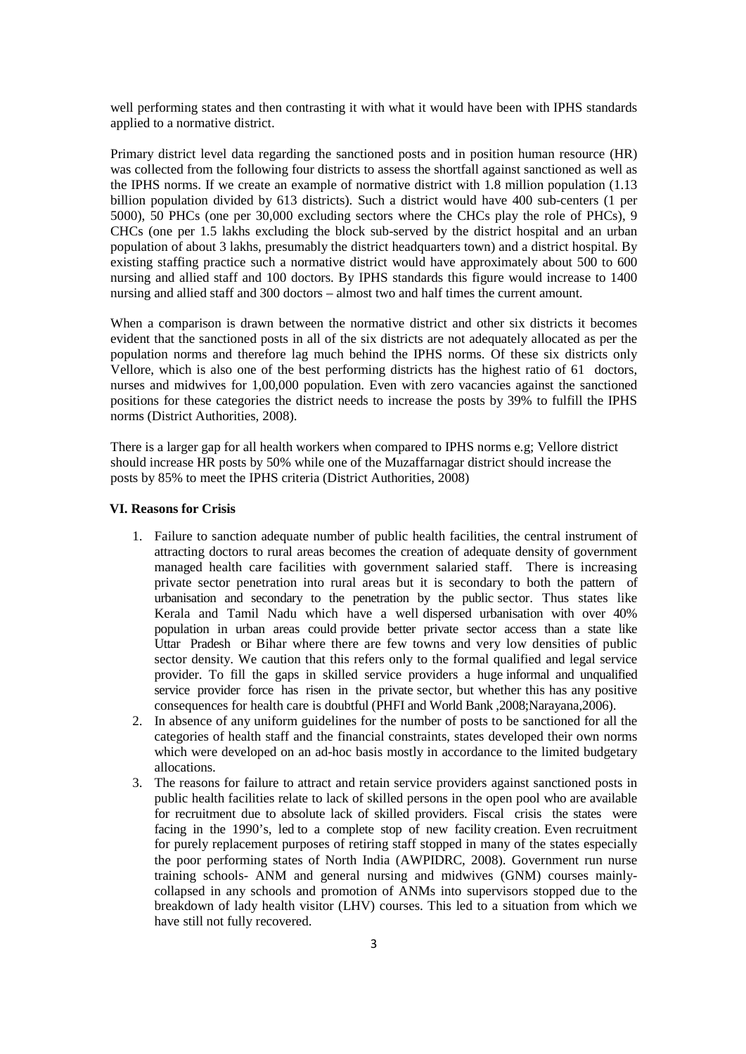well performing states and then contrasting it with what it would have been with IPHS standards applied to a normative district.

Primary district level data regarding the sanctioned posts and in position human resource (HR) was collected from the following four districts to assess the shortfall against sanctioned as well as the IPHS norms. If we create an example of normative district with 1.8 million population (1.13 billion population divided by 613 districts). Such a district would have 400 sub-centers (1 per 5000), 50 PHCs (one per 30,000 excluding sectors where the CHCs play the role of PHCs), 9 CHCs (one per 1.5 lakhs excluding the block sub-served by the district hospital and an urban population of about 3 lakhs, presumably the district headquarters town) and a district hospital. By existing staffing practice such a normative district would have approximately about 500 to 600 nursing and allied staff and 100 doctors. By IPHS standards this figure would increase to 1400 nursing and allied staff and 300 doctors – almost two and half times the current amount.

When a comparison is drawn between the normative district and other six districts it becomes evident that the sanctioned posts in all of the six districts are not adequately allocated as per the population norms and therefore lag much behind the IPHS norms. Of these six districts only Vellore, which is also one of the best performing districts has the highest ratio of 61 doctors, nurses and midwives for 1,00,000 population. Even with zero vacancies against the sanctioned positions for these categories the district needs to increase the posts by 39% to fulfill the IPHS norms (District Authorities, 2008).

There is a larger gap for all health workers when compared to IPHS norms e.g; Vellore district should increase HR posts by 50% while one of the Muzaffarnagar district should increase the posts by 85% to meet the IPHS criteria (District Authorities, 2008)

### VI. Reasons for Crisis

1. Failure to sanction adequate number of public health facilities, the central instrument of attracting doctors to rural areas becomes the creation of adequate density of government managed health care facilities with government salaried staff. There is increasing private sector penetration into rural areas but it is secondary to both the pattern of urbanisation and secondary to the penetration by the public sector. Thus states like Kerala and Tamil Nadu which have a well dispersed urbanisation with over 40% population in urban areas could provide better private sector access than a state like Uttar Pradesh or Bihar where there are few towns and very low densities of public sector density. We caution that this refers only to the formal qualified and legal service provider. To fill the gaps in skilled service providers a huge informal and unqualified service provider force has risen in the private sector, but whether this has any positive consequences for health care is doubtful (PHFI and World Bank ,2008;Narayana,2006).
2. In absence of any uniform guidelines for the number of posts to be sanctioned for all the categories of health staff and the financial constraints, states developed their own norms which were developed on an ad-hoc basis mostly in accordance to the limited budgetary allocations.
3. The reasons for failure to attract and retain service providers against sanctioned posts in public health facilities relate to lack of skilled persons in the open pool who are available for recruitment due to absolute lack of skilled providers. Fiscal crisis the states were facing in the 1990's, led to a complete stop of new facility creation. Even recruitment for purely replacement purposes of retiring staff stopped in many of the states especially the poor performing states of North India (AWPIDRC, 2008). Government run nurse training schools- ANM and general nursing and midwives (GNM) courses mainly-collapsed in any schools and promotion of ANMs into supervisors stopped due to the breakdown of lady health visitor (LHV) courses. This led to a situation from which we have still not fully recovered.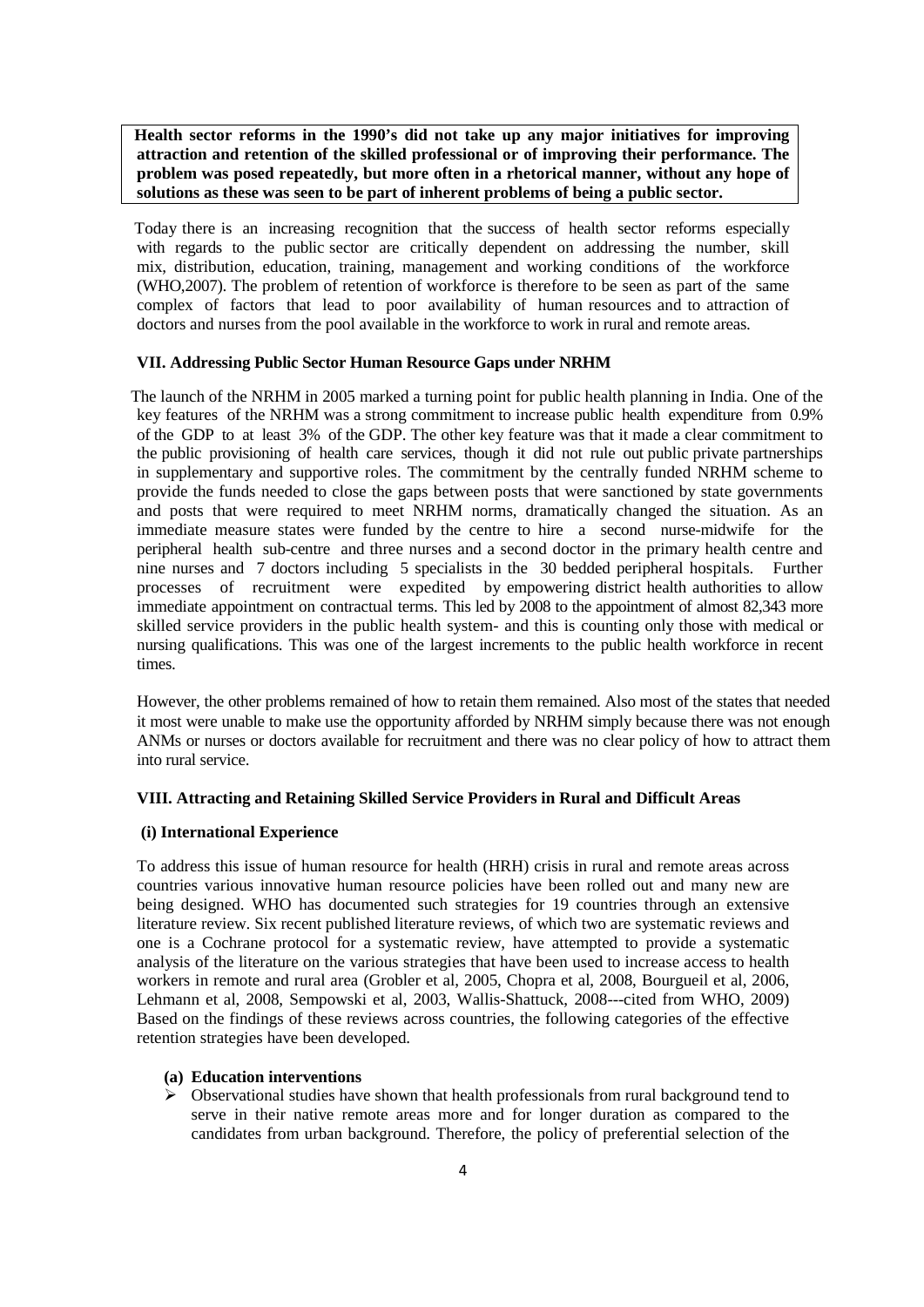**Health sector reforms in the 1990's did not take up any major initiatives for improving attraction and retention of the skilled professional or of improving their performance. The problem was posed repeatedly, but more often in a rhetorical manner, without any hope of solutions as these was seen to be part of inherent problems of being a public sector.**

Today there is an increasing recognition that the success of health sector reforms especially with regards to the public sector are critically dependent on addressing the number, skill mix, distribution, education, training, management and working conditions of the workforce (WHO,2007). The problem of retention of workforce is therefore to be seen as part of the same complex of factors that lead to poor availability of human resources and to attraction of doctors and nurses from the pool available in the workforce to work in rural and remote areas.

### VII. Addressing Public Sector Human Resource Gaps under NRHM

The launch of the NRHM in 2005 marked a turning point for public health planning in India. One of the key features of the NRHM was a strong commitment to increase public health expenditure from 0.9% of the GDP to at least 3% of the GDP. The other key feature was that it made a clear commitment to the public provisioning of health care services, though it did not rule out public private partnerships in supplementary and supportive roles. The commitment by the centrally funded NRHM scheme to provide the funds needed to close the gaps between posts that were sanctioned by state governments and posts that were required to meet NRHM norms, dramatically changed the situation. As an immediate measure states were funded by the centre to hire a second nurse-midwife for the peripheral health sub-centre and three nurses and a second doctor in the primary health centre and nine nurses and 7 doctors including 5 specialists in the 30 bedded peripheral hospitals. Further processes of recruitment were expedited by empowering district health authorities to allow immediate appointment on contractual terms. This led by 2008 to the appointment of almost 82,343 more skilled service providers in the public health system- and this is counting only those with medical or nursing qualifications. This was one of the largest increments to the public health workforce in recent times.

However, the other problems remained of how to retain them remained. Also most of the states that needed it most were unable to make use the opportunity afforded by NRHM simply because there was not enough ANMs or nurses or doctors available for recruitment and there was no clear policy of how to attract them into rural service.

### VIII. Attracting and Retaining Skilled Service Providers in Rural and Difficult Areas

#### (i) International Experience

To address this issue of human resource for health (HRH) crisis in rural and remote areas across countries various innovative human resource policies have been rolled out and many new are being designed. WHO has documented such strategies for 19 countries through an extensive literature review. Six recent published literature reviews, of which two are systematic reviews and one is a Cochrane protocol for a systematic review, have attempted to provide a systematic analysis of the literature on the various strategies that have been used to increase access to health workers in remote and rural area (Grobler et al, 2005, Chopra et al, 2008, Bourgueil et al, 2006, Lehmann et al, 2008, Sempowski et al, 2003, Wallis-Shattuck, 2008---cited from WHO, 2009) Based on the findings of these reviews across countries, the following categories of the effective retention strategies have been developed.

**(a) Education interventions**

- Observational studies have shown that health professionals from rural background tend to serve in their native remote areas more and for longer duration as compared to the candidates from urban background. Therefore, the policy of preferential selection of the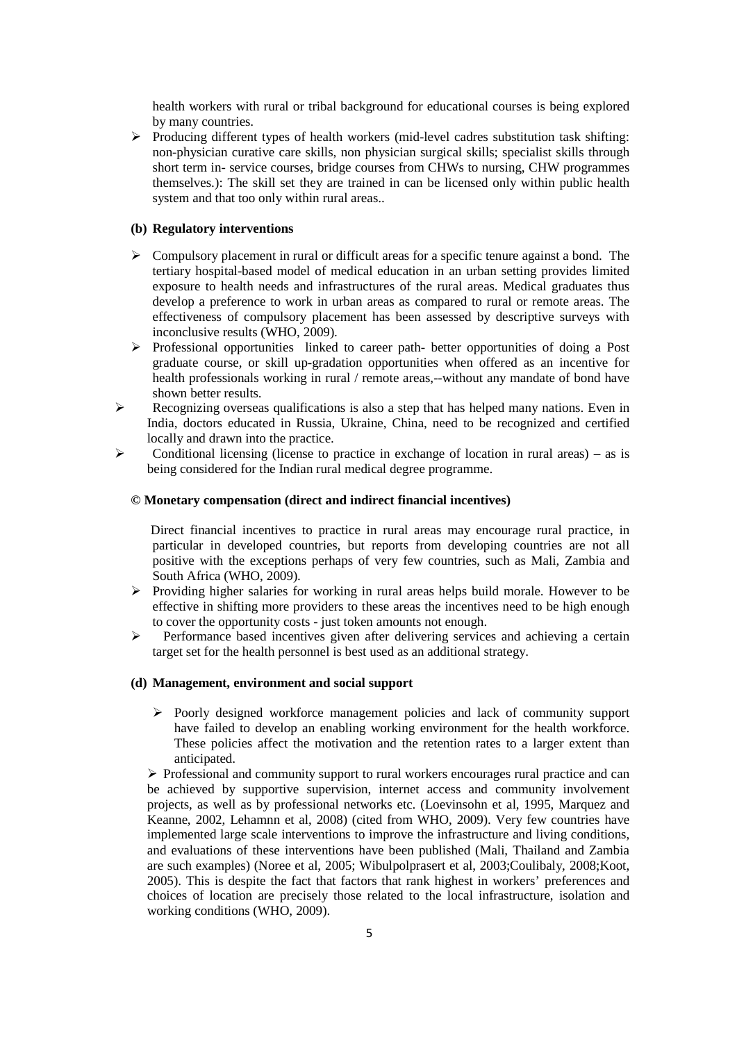health workers with rural or tribal background for educational courses is being explored by many countries.

- Producing different types of health workers (mid-level cadres substitution task shifting: non-physician curative care skills, non physician surgical skills; specialist skills through short term in- service courses, bridge courses from CHWs to nursing, CHW programmes themselves.): The skill set they are trained in can be licensed only within public health system and that too only within rural areas..

**(b) Regulatory interventions**

- Compulsory placement in rural or difficult areas for a specific tenure against a bond. The tertiary hospital-based model of medical education in an urban setting provides limited exposure to health needs and infrastructures of the rural areas. Medical graduates thus develop a preference to work in urban areas as compared to rural or remote areas. The effectiveness of compulsory placement has been assessed by descriptive surveys with inconclusive results (WHO, 2009).
- Professional opportunities linked to career path- better opportunities of doing a Post graduate course, or skill up-gradation opportunities when offered as an incentive for health professionals working in rural / remote areas,--without any mandate of bond have shown better results.
- Recognizing overseas qualifications is also a step that has helped many nations. Even in India, doctors educated in Russia, Ukraine, China, need to be recognized and certified locally and drawn into the practice.
- Conditional licensing (license to practice in exchange of location in rural areas) – as is being considered for the Indian rural medical degree programme.

**© Monetary compensation (direct and indirect financial incentives)**

Direct financial incentives to practice in rural areas may encourage rural practice, in particular in developed countries, but reports from developing countries are not all positive with the exceptions perhaps of very few countries, such as Mali, Zambia and South Africa (WHO, 2009).

- Providing higher salaries for working in rural areas helps build morale. However to be effective in shifting more providers to these areas the incentives need to be high enough to cover the opportunity costs - just token amounts not enough.
- Performance based incentives given after delivering services and achieving a certain target set for the health personnel is best used as an additional strategy.

**(d) Management, environment and social support**

- Poorly designed workforce management policies and lack of community support have failed to develop an enabling working environment for the health workforce. These policies affect the motivation and the retention rates to a larger extent than anticipated.
- Professional and community support to rural workers encourages rural practice and can be achieved by supportive supervision, internet access and community involvement projects, as well as by professional networks etc. (Loevinsohn et al, 1995, Marquez and Keanne, 2002, Lehamnn et al, 2008) (cited from WHO, 2009). Very few countries have implemented large scale interventions to improve the infrastructure and living conditions, and evaluations of these interventions have been published (Mali, Thailand and Zambia are such examples) (Noree et al, 2005; Wibulpolprasert et al, 2003;Coulibaly, 2008;Koot, 2005). This is despite the fact that factors that rank highest in workers' preferences and choices of location are precisely those related to the local infrastructure, isolation and working conditions (WHO, 2009).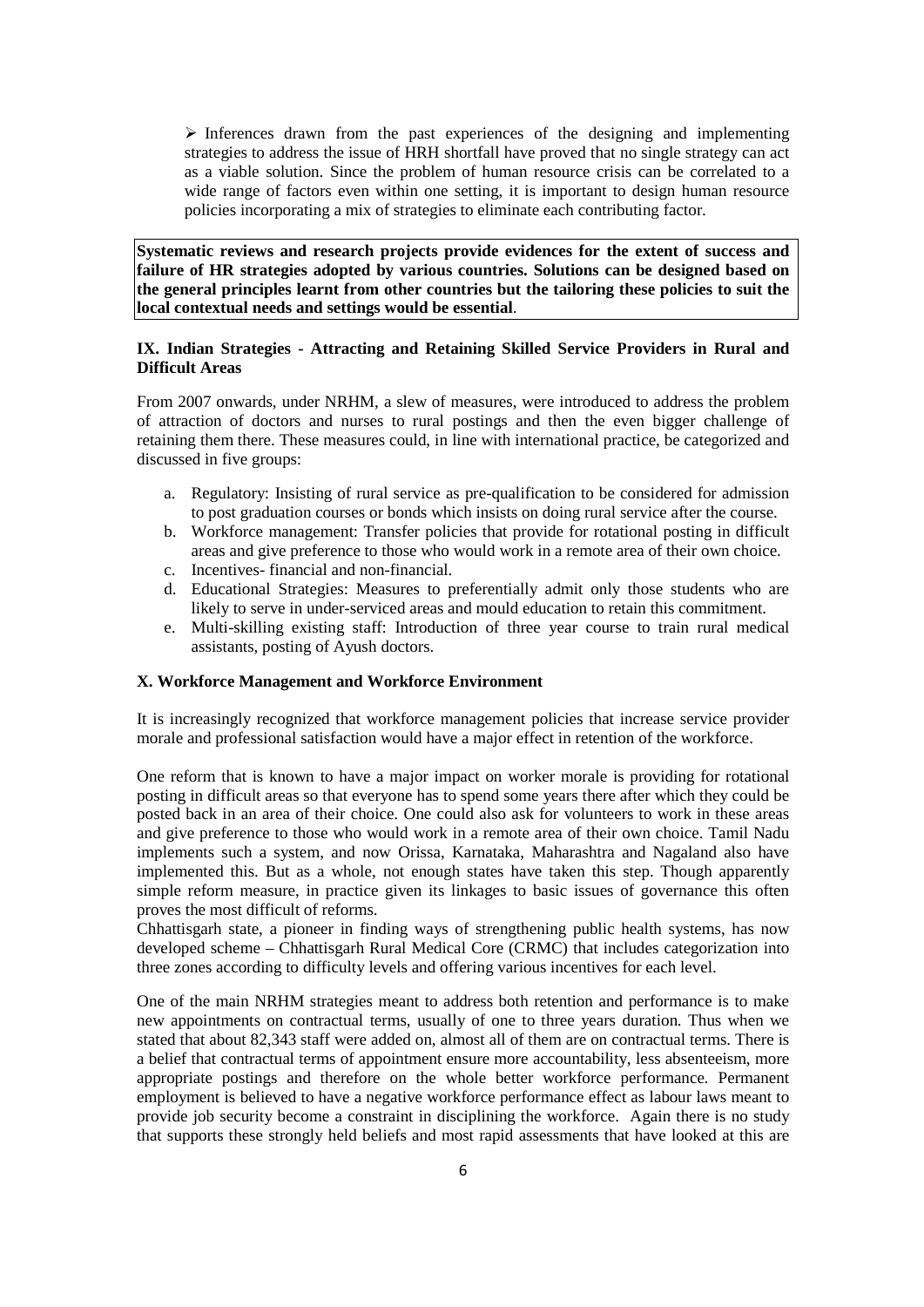- Inferences drawn from the past experiences of the designing and implementing strategies to address the issue of HRH shortfall have proved that no single strategy can act as a viable solution. Since the problem of human resource crisis can be correlated to a wide range of factors even within one setting, it is important to design human resource policies incorporating a mix of strategies to eliminate each contributing factor.

**Systematic reviews and research projects provide evidences for the extent of success and failure of HR strategies adopted by various countries. Solutions can be designed based on the general principles learnt from other countries but the tailoring these policies to suit the local contextual needs and settings would be essential**.

### IX. Indian Strategies - Attracting and Retaining Skilled Service Providers in Rural and Difficult Areas

From 2007 onwards, under NRHM, a slew of measures, were introduced to address the problem of attraction of doctors and nurses to rural postings and then the even bigger challenge of retaining them there. These measures could, in line with international practice, be categorized and discussed in five groups:

a. Regulatory: Insisting of rural service as pre-qualification to be considered for admission to post graduation courses or bonds which insists on doing rural service after the course.
b. Workforce management: Transfer policies that provide for rotational posting in difficult areas and give preference to those who would work in a remote area of their own choice.
c. Incentives- financial and non-financial.
d. Educational Strategies: Measures to preferentially admit only those students who are likely to serve in under-serviced areas and mould education to retain this commitment.
e. Multi-skilling existing staff: Introduction of three year course to train rural medical assistants, posting of Ayush doctors.

### X. Workforce Management and Workforce Environment

It is increasingly recognized that workforce management policies that increase service provider morale and professional satisfaction would have a major effect in retention of the workforce.

One reform that is known to have a major impact on worker morale is providing for rotational posting in difficult areas so that everyone has to spend some years there after which they could be posted back in an area of their choice. One could also ask for volunteers to work in these areas and give preference to those who would work in a remote area of their own choice. Tamil Nadu implements such a system, and now Orissa, Karnataka, Maharashtra and Nagaland also have implemented this. But as a whole, not enough states have taken this step. Though apparently simple reform measure, in practice given its linkages to basic issues of governance this often proves the most difficult of reforms.

Chhattisgarh state, a pioneer in finding ways of strengthening public health systems, has now developed scheme – Chhattisgarh Rural Medical Core (CRMC) that includes categorization into three zones according to difficulty levels and offering various incentives for each level.

One of the main NRHM strategies meant to address both retention and performance is to make new appointments on contractual terms, usually of one to three years duration. Thus when we stated that about 82,343 staff were added on, almost all of them are on contractual terms. There is a belief that contractual terms of appointment ensure more accountability, less absenteeism, more appropriate postings and therefore on the whole better workforce performance. Permanent employment is believed to have a negative workforce performance effect as labour laws meant to provide job security become a constraint in disciplining the workforce. Again there is no study that supports these strongly held beliefs and most rapid assessments that have looked at this are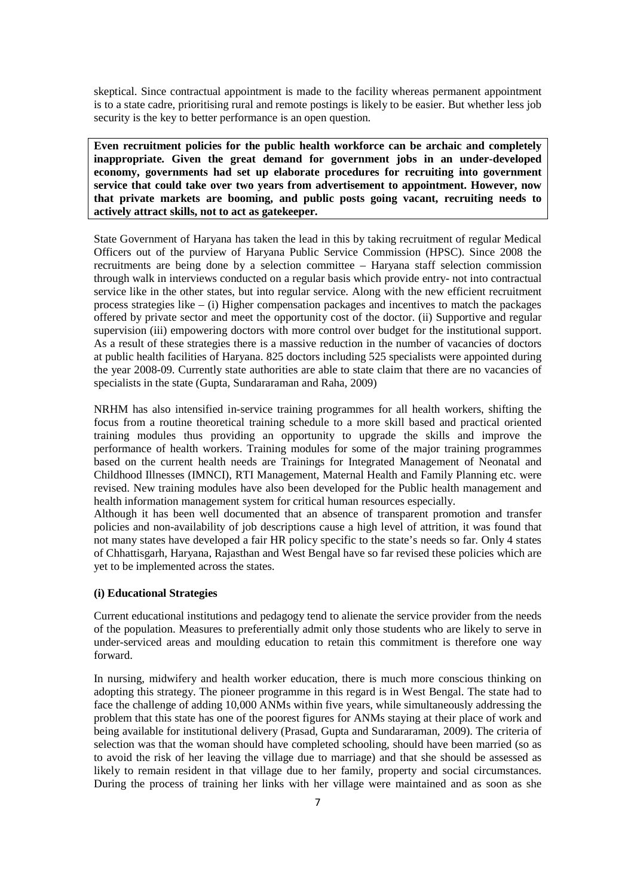skeptical. Since contractual appointment is made to the facility whereas permanent appointment is to a state cadre, prioritising rural and remote postings is likely to be easier. But whether less job security is the key to better performance is an open question.

**Even recruitment policies for the public health workforce can be archaic and completely inappropriate. Given the great demand for government jobs in an under-developed economy, governments had set up elaborate procedures for recruiting into government service that could take over two years from advertisement to appointment. However, now that private markets are booming, and public posts going vacant, recruiting needs to actively attract skills, not to act as gatekeeper.**

State Government of Haryana has taken the lead in this by taking recruitment of regular Medical Officers out of the purview of Haryana Public Service Commission (HPSC). Since 2008 the recruitments are being done by a selection committee – Haryana staff selection commission through walk in interviews conducted on a regular basis which provide entry- not into contractual service like in the other states, but into regular service. Along with the new efficient recruitment process strategies like – (i) Higher compensation packages and incentives to match the packages offered by private sector and meet the opportunity cost of the doctor. (ii) Supportive and regular supervision (iii) empowering doctors with more control over budget for the institutional support. As a result of these strategies there is a massive reduction in the number of vacancies of doctors at public health facilities of Haryana. 825 doctors including 525 specialists were appointed during the year 2008-09. Currently state authorities are able to state claim that there are no vacancies of specialists in the state (Gupta, Sundararaman and Raha, 2009)

NRHM has also intensified in-service training programmes for all health workers, shifting the focus from a routine theoretical training schedule to a more skill based and practical oriented training modules thus providing an opportunity to upgrade the skills and improve the performance of health workers. Training modules for some of the major training programmes based on the current health needs are Trainings for Integrated Management of Neonatal and Childhood Illnesses (IMNCI), RTI Management, Maternal Health and Family Planning etc. were revised. New training modules have also been developed for the Public health management and health information management system for critical human resources especially.

Although it has been well documented that an absence of transparent promotion and transfer policies and non-availability of job descriptions cause a high level of attrition, it was found that not many states have developed a fair HR policy specific to the state's needs so far. Only 4 states of Chhattisgarh, Haryana, Rajasthan and West Bengal have so far revised these policies which are yet to be implemented across the states.

#### (i) Educational Strategies

Current educational institutions and pedagogy tend to alienate the service provider from the needs of the population. Measures to preferentially admit only those students who are likely to serve in under-serviced areas and moulding education to retain this commitment is therefore one way forward.

In nursing, midwifery and health worker education, there is much more conscious thinking on adopting this strategy. The pioneer programme in this regard is in West Bengal. The state had to face the challenge of adding 10,000 ANMs within five years, while simultaneously addressing the problem that this state has one of the poorest figures for ANMs staying at their place of work and being available for institutional delivery (Prasad, Gupta and Sundararaman, 2009). The criteria of selection was that the woman should have completed schooling, should have been married (so as to avoid the risk of her leaving the village due to marriage) and that she should be assessed as likely to remain resident in that village due to her family, property and social circumstances. During the process of training her links with her village were maintained and as soon as she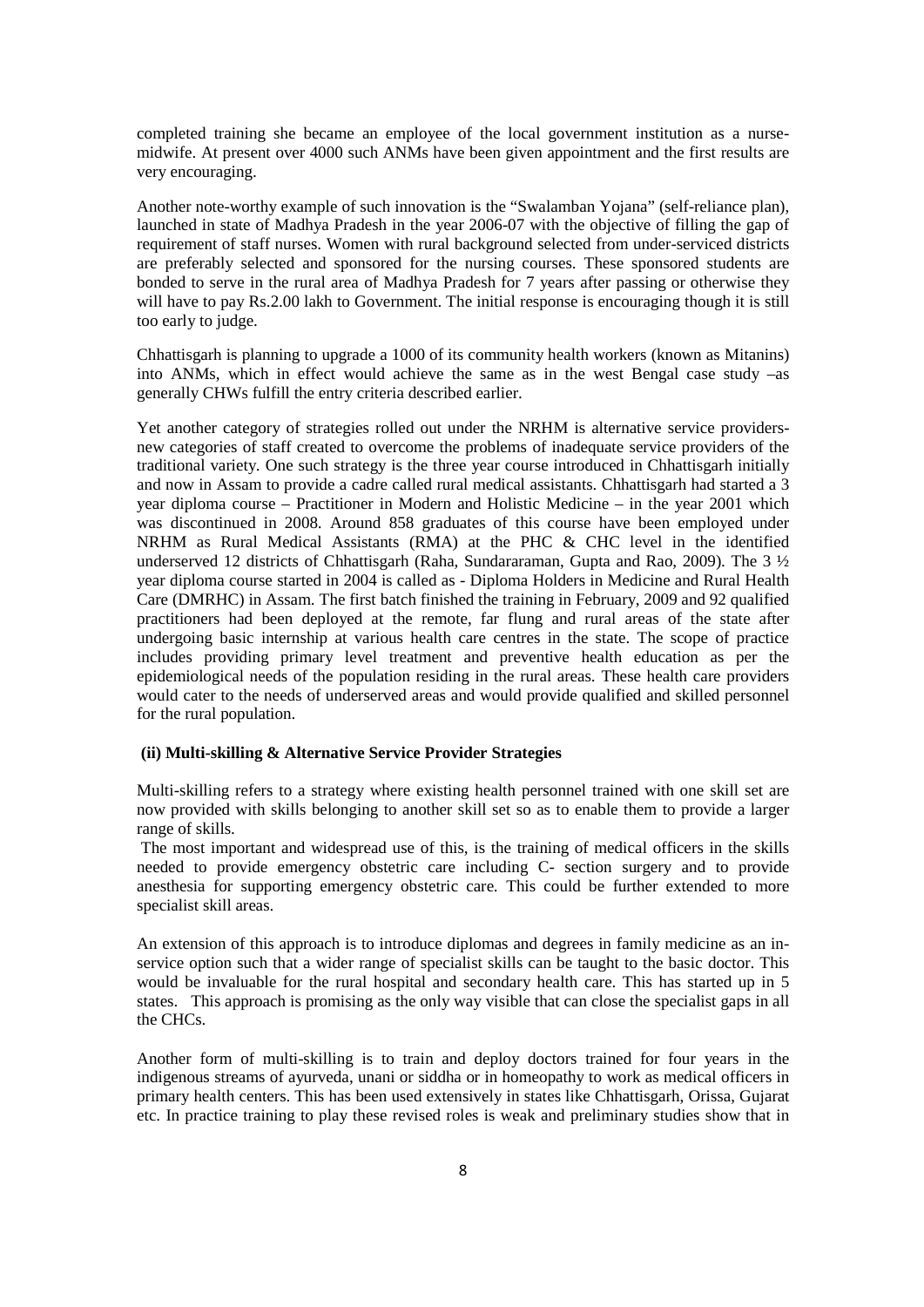completed training she became an employee of the local government institution as a nurse-midwife. At present over 4000 such ANMs have been given appointment and the first results are very encouraging.

Another note-worthy example of such innovation is the "Swalamban Yojana" (self-reliance plan), launched in state of Madhya Pradesh in the year 2006-07 with the objective of filling the gap of requirement of staff nurses. Women with rural background selected from under-serviced districts are preferably selected and sponsored for the nursing courses. These sponsored students are bonded to serve in the rural area of Madhya Pradesh for 7 years after passing or otherwise they will have to pay Rs.2.00 lakh to Government. The initial response is encouraging though it is still too early to judge.

Chhattisgarh is planning to upgrade a 1000 of its community health workers (known as Mitanins) into ANMs, which in effect would achieve the same as in the west Bengal case study –as generally CHWs fulfill the entry criteria described earlier.

Yet another category of strategies rolled out under the NRHM is alternative service providers-new categories of staff created to overcome the problems of inadequate service providers of the traditional variety. One such strategy is the three year course introduced in Chhattisgarh initially and now in Assam to provide a cadre called rural medical assistants. Chhattisgarh had started a 3 year diploma course – Practitioner in Modern and Holistic Medicine – in the year 2001 which was discontinued in 2008. Around 858 graduates of this course have been employed under NRHM as Rural Medical Assistants (RMA) at the PHC & CHC level in the identified underserved 12 districts of Chhattisgarh (Raha, Sundararaman, Gupta and Rao, 2009). The 3 ½ year diploma course started in 2004 is called as - Diploma Holders in Medicine and Rural Health Care (DMRHC) in Assam. The first batch finished the training in February, 2009 and 92 qualified practitioners had been deployed at the remote, far flung and rural areas of the state after undergoing basic internship at various health care centres in the state. The scope of practice includes providing primary level treatment and preventive health education as per the epidemiological needs of the population residing in the rural areas. These health care providers would cater to the needs of underserved areas and would provide qualified and skilled personnel for the rural population.

**(ii) Multi-skilling & Alternative Service Provider Strategies**

Multi-skilling refers to a strategy where existing health personnel trained with one skill set are now provided with skills belonging to another skill set so as to enable them to provide a larger range of skills.

The most important and widespread use of this, is the training of medical officers in the skills needed to provide emergency obstetric care including C- section surgery and to provide anesthesia for supporting emergency obstetric care. This could be further extended to more specialist skill areas.

An extension of this approach is to introduce diplomas and degrees in family medicine as an in-service option such that a wider range of specialist skills can be taught to the basic doctor. This would be invaluable for the rural hospital and secondary health care. This has started up in 5 states. This approach is promising as the only way visible that can close the specialist gaps in all the CHCs.

Another form of multi-skilling is to train and deploy doctors trained for four years in the indigenous streams of ayurveda, unani or siddha or in homeopathy to work as medical officers in primary health centers. This has been used extensively in states like Chhattisgarh, Orissa, Gujarat etc. In practice training to play these revised roles is weak and preliminary studies show that in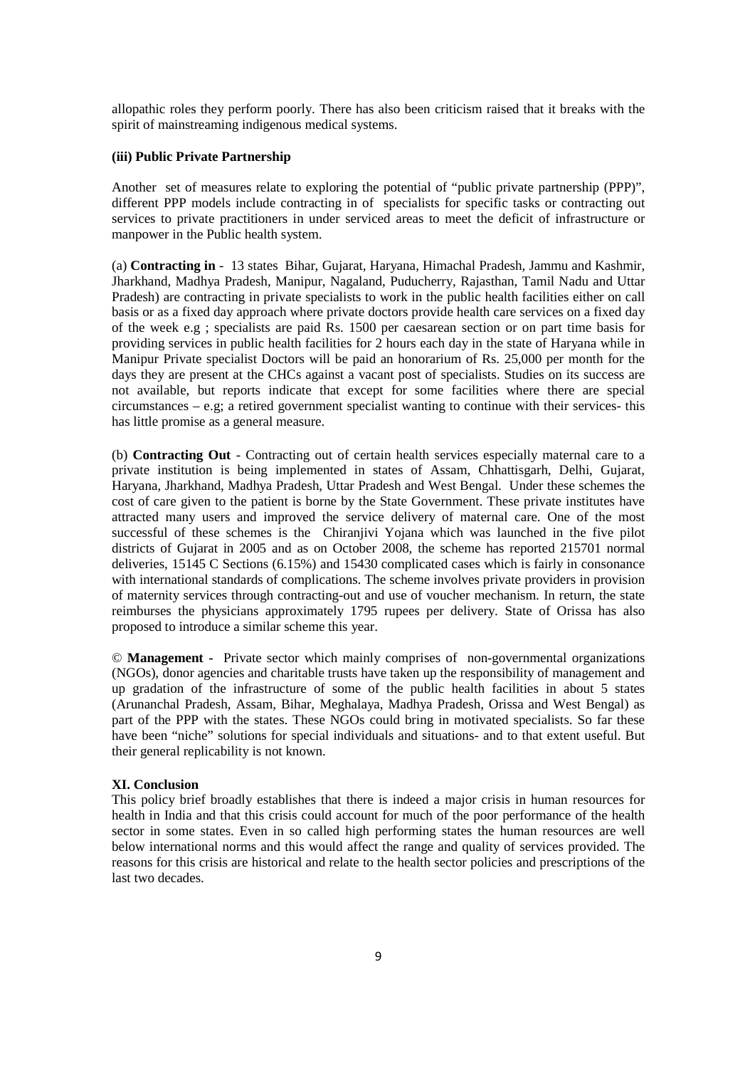allopathic roles they perform poorly. There has also been criticism raised that it breaks with the spirit of mainstreaming indigenous medical systems.

**(iii) Public Private Partnership**

Another set of measures relate to exploring the potential of "public private partnership (PPP)", different PPP models include contracting in of specialists for specific tasks or contracting out services to private practitioners in under serviced areas to meet the deficit of infrastructure or manpower in the Public health system.

(a) **Contracting in** - 13 states Bihar, Gujarat, Haryana, Himachal Pradesh, Jammu and Kashmir, Jharkhand, Madhya Pradesh, Manipur, Nagaland, Puducherry, Rajasthan, Tamil Nadu and Uttar Pradesh) are contracting in private specialists to work in the public health facilities either on call basis or as a fixed day approach where private doctors provide health care services on a fixed day of the week e.g ; specialists are paid Rs. 1500 per caesarean section or on part time basis for providing services in public health facilities for 2 hours each day in the state of Haryana while in Manipur Private specialist Doctors will be paid an honorarium of Rs. 25,000 per month for the days they are present at the CHCs against a vacant post of specialists. Studies on its success are not available, but reports indicate that except for some facilities where there are special circumstances – e.g; a retired government specialist wanting to continue with their services- this has little promise as a general measure.

(b) **Contracting Out** - Contracting out of certain health services especially maternal care to a private institution is being implemented in states of Assam, Chhattisgarh, Delhi, Gujarat, Haryana, Jharkhand, Madhya Pradesh, Uttar Pradesh and West Bengal. Under these schemes the cost of care given to the patient is borne by the State Government. These private institutes have attracted many users and improved the service delivery of maternal care. One of the most successful of these schemes is the Chiranjivi Yojana which was launched in the five pilot districts of Gujarat in 2005 and as on October 2008, the scheme has reported 215701 normal deliveries, 15145 C Sections (6.15%) and 15430 complicated cases which is fairly in consonance with international standards of complications. The scheme involves private providers in provision of maternity services through contracting-out and use of voucher mechanism. In return, the state reimburses the physicians approximately 1795 rupees per delivery. State of Orissa has also proposed to introduce a similar scheme this year.

© **Management** - Private sector which mainly comprises of non-governmental organizations (NGOs), donor agencies and charitable trusts have taken up the responsibility of management and up gradation of the infrastructure of some of the public health facilities in about 5 states (Arunanchal Pradesh, Assam, Bihar, Meghalaya, Madhya Pradesh, Orissa and West Bengal) as part of the PPP with the states. These NGOs could bring in motivated specialists. So far these have been "niche" solutions for special individuals and situations- and to that extent useful. But their general replicability is not known.

**XI. Conclusion**

This policy brief broadly establishes that there is indeed a major crisis in human resources for health in India and that this crisis could account for much of the poor performance of the health sector in some states. Even in so called high performing states the human resources are well below international norms and this would affect the range and quality of services provided. The reasons for this crisis are historical and relate to the health sector policies and prescriptions of the last two decades.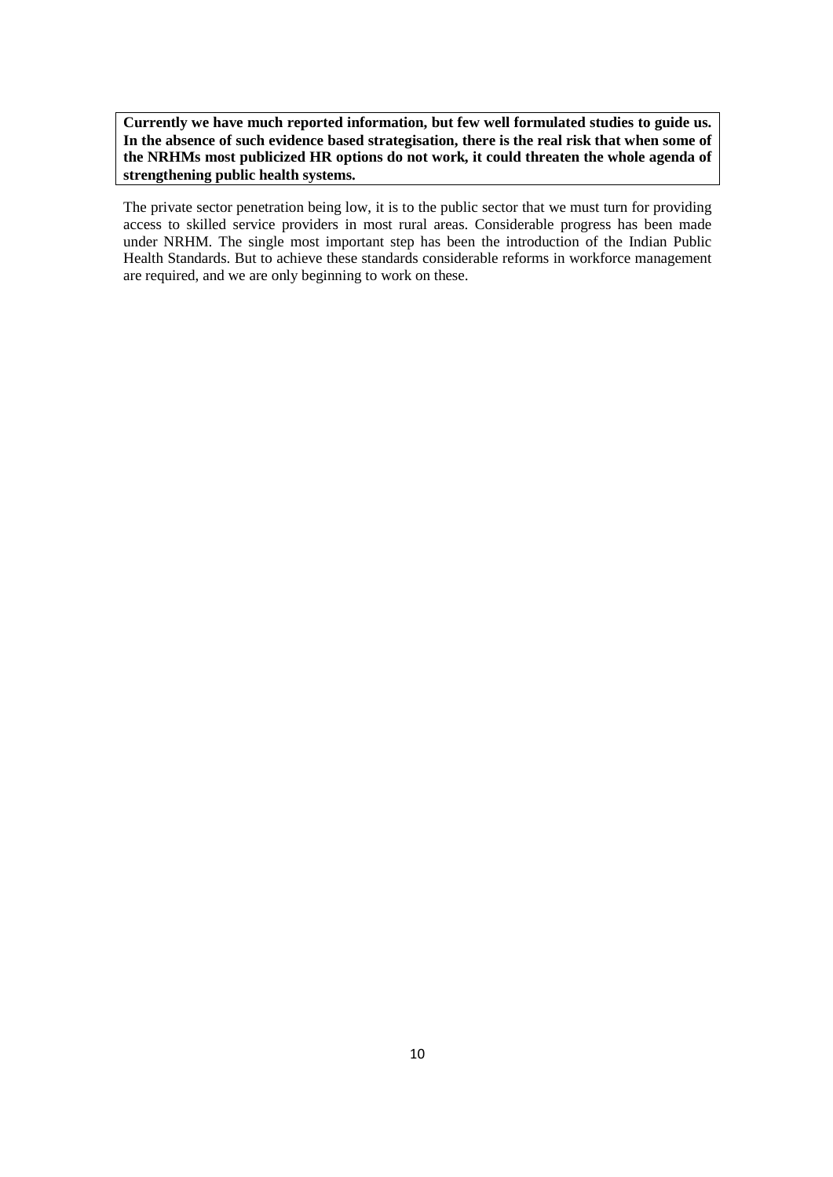**Currently we have much reported information, but few well formulated studies to guide us. In the absence of such evidence based strategisation, there is the real risk that when some of the NRHMs most publicized HR options do not work, it could threaten the whole agenda of strengthening public health systems.**

The private sector penetration being low, it is to the public sector that we must turn for providing access to skilled service providers in most rural areas. Considerable progress has been made under NRHM. The single most important step has been the introduction of the Indian Public Health Standards. But to achieve these standards considerable reforms in workforce management are required, and we are only beginning to work on these.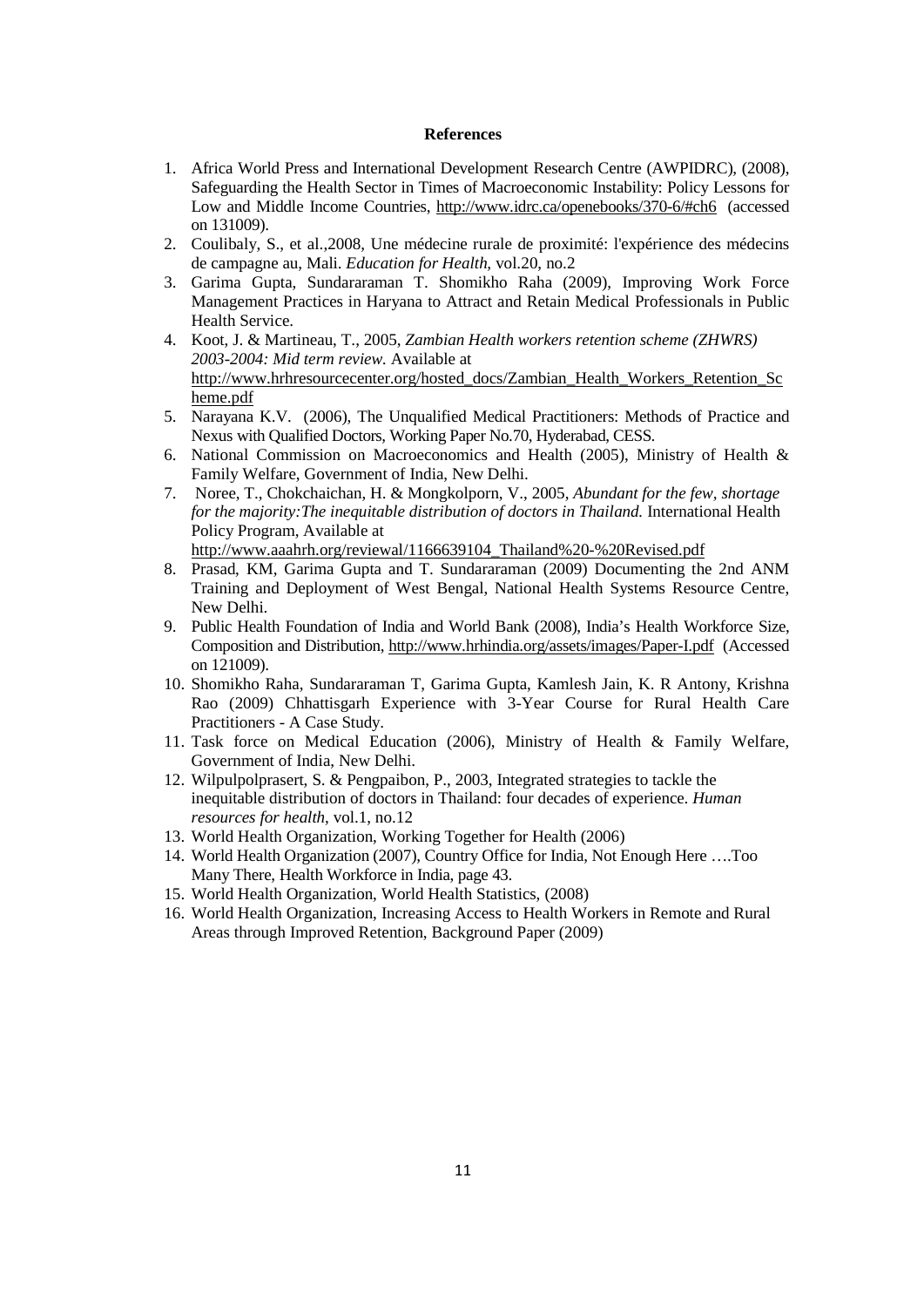**References**

1. Africa World Press and International Development Research Centre (AWPIDRC), (2008), Safeguarding the Health Sector in Times of Macroeconomic Instability: Policy Lessons for Low and Middle Income Countries, http://www.idrc.ca/openebooks/370-6/#ch6 (accessed on 131009).
2. Coulibaly, S., et al.,2008, Une médecine rurale de proximité: l'expérience des médecins de campagne au, Mali. *Education for Health,* vol.20, no.2
3. Garima Gupta, Sundararaman T. Shomikho Raha (2009), Improving Work Force Management Practices in Haryana to Attract and Retain Medical Professionals in Public Health Service.
4. Koot, J. & Martineau, T., 2005, *Zambian Health workers retention scheme (ZHWRS) 2003-2004: Mid term review.* Available at http://www.hrhresourcecenter.org/hosted_docs/Zambian_Health_Workers_Retention_Scheme.pdf
5. Narayana K.V. (2006), The Unqualified Medical Practitioners: Methods of Practice and Nexus with Qualified Doctors, Working Paper No.70, Hyderabad, CESS.
6. National Commission on Macroeconomics and Health (2005), Ministry of Health & Family Welfare, Government of India, New Delhi.
7. Noree, T., Chokchaichan, H. & Mongkolporn, V., 2005, *Abundant for the few, shortage for the majority:The inequitable distribution of doctors in Thailand.* International Health Policy Program, Available at http://www.aaahrh.org/reviewal/1166639104_Thailand%20-%20Revised.pdf
8. Prasad, KM, Garima Gupta and T. Sundararaman (2009) Documenting the 2nd ANM Training and Deployment of West Bengal, National Health Systems Resource Centre, New Delhi.
9. Public Health Foundation of India and World Bank (2008), India's Health Workforce Size, Composition and Distribution, http://www.hrhindia.org/assets/images/Paper-I.pdf (Accessed on 121009).
10. Shomikho Raha, Sundararaman T, Garima Gupta, Kamlesh Jain, K. R Antony, Krishna Rao (2009) Chhattisgarh Experience with 3-Year Course for Rural Health Care Practitioners - A Case Study.
11. Task force on Medical Education (2006), Ministry of Health & Family Welfare, Government of India, New Delhi.
12. Wilpulpolprasert, S. & Pengpaibon, P., 2003, Integrated strategies to tackle the inequitable distribution of doctors in Thailand: four decades of experience. *Human resources for health,* vol.1, no.12
13. World Health Organization, Working Together for Health (2006)
14. World Health Organization (2007), Country Office for India, Not Enough Here ….Too Many There, Health Workforce in India, page 43.
15. World Health Organization, World Health Statistics, (2008)
16. World Health Organization, Increasing Access to Health Workers in Remote and Rural Areas through Improved Retention, Background Paper (2009)